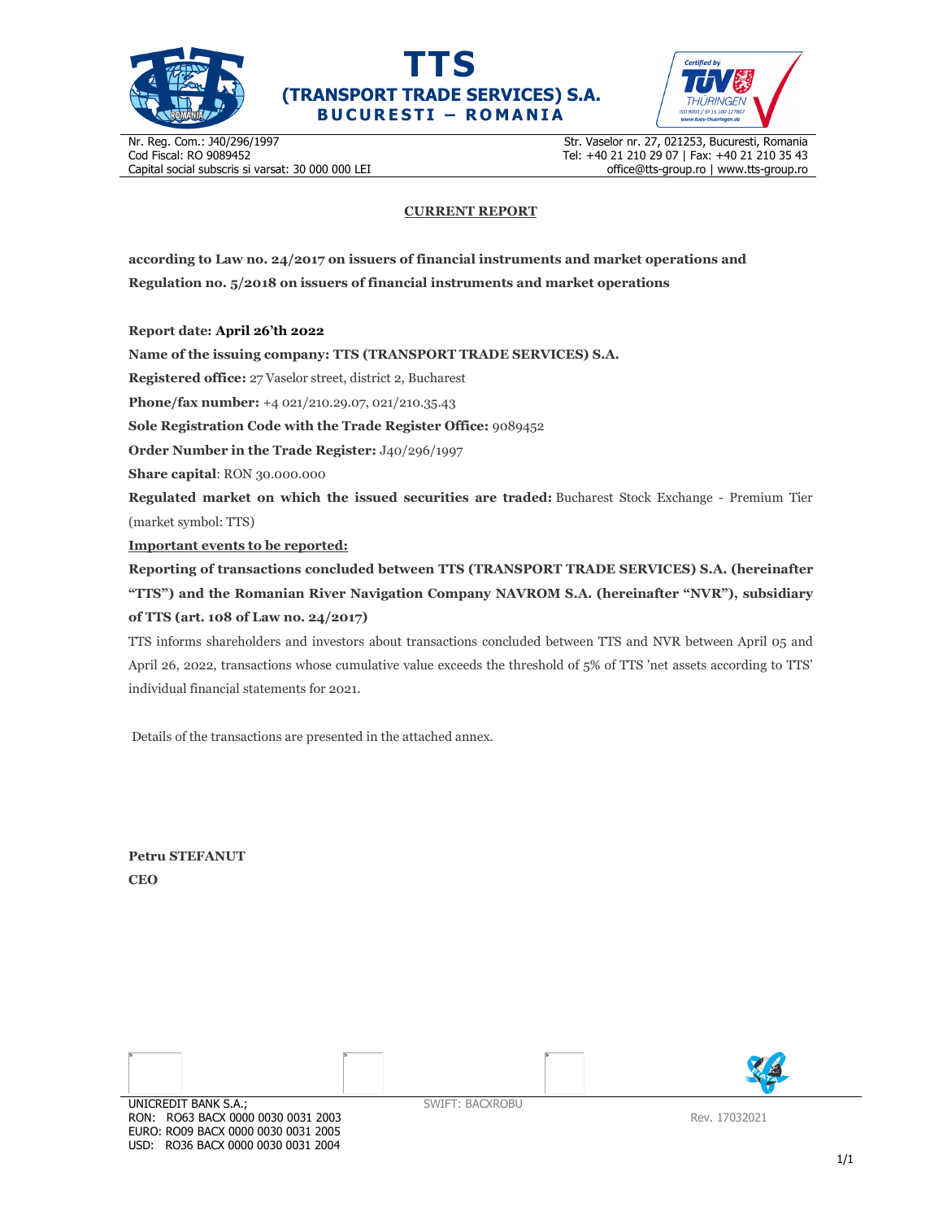# TTS
## (TRANSPORT TRADE SERVICES) S.A.
**BUCURESTI – ROMANIA**

Nr. Reg. Com.: J40/296/1997
Cod Fiscal: RO 9089452
Capital social subscris si varsat: 30 000 000 LEI

Str. Vaselor nr. 27, 021253, Bucuresti, Romania
Tel: +40 21 210 29 07 | Fax: +40 21 210 35 43
office@tts-group.ro | www.tts-group.ro

## CURRENT REPORT

**according to Law no. 24/2017 on issuers of financial instruments and market operations and Regulation no. 5/2018 on issuers of financial instruments and market operations**

**Report date: April 26'th 2022**

**Name of the issuing company: TTS (TRANSPORT TRADE SERVICES) S.A.**

**Registered office:** 27 Vaselor street, district 2, Bucharest

**Phone/fax number:** +4 021/210.29.07, 021/210.35.43

**Sole Registration Code with the Trade Register Office:** 9089452

**Order Number in the Trade Register:** J40/296/1997

**Share capital**: RON 30.000.000

**Regulated market on which the issued securities are traded:** Bucharest Stock Exchange - Premium Tier (market symbol: TTS)

**Important events to be reported:**

**Reporting of transactions concluded between TTS (TRANSPORT TRADE SERVICES) S.A. (hereinafter "TTS") and the Romanian River Navigation Company NAVROM S.A. (hereinafter "NVR"), subsidiary of TTS (art. 108 of Law no. 24/2017)**

TTS informs shareholders and investors about transactions concluded between TTS and NVR between April 05 and April 26, 2022, transactions whose cumulative value exceeds the threshold of 5% of TTS 'net assets according to TTS' individual financial statements for 2021.

Details of the transactions are presented in the attached annex.

**Petru STEFANUT**
**CEO**

UNICREDIT BANK S.A.;
RON: RO63 BACX 0000 0030 0031 2003
EURO: RO09 BACX 0000 0030 0031 2005
USD: RO36 BACX 0000 0030 0031 2004

SWIFT: BACXROBU

Rev. 17032021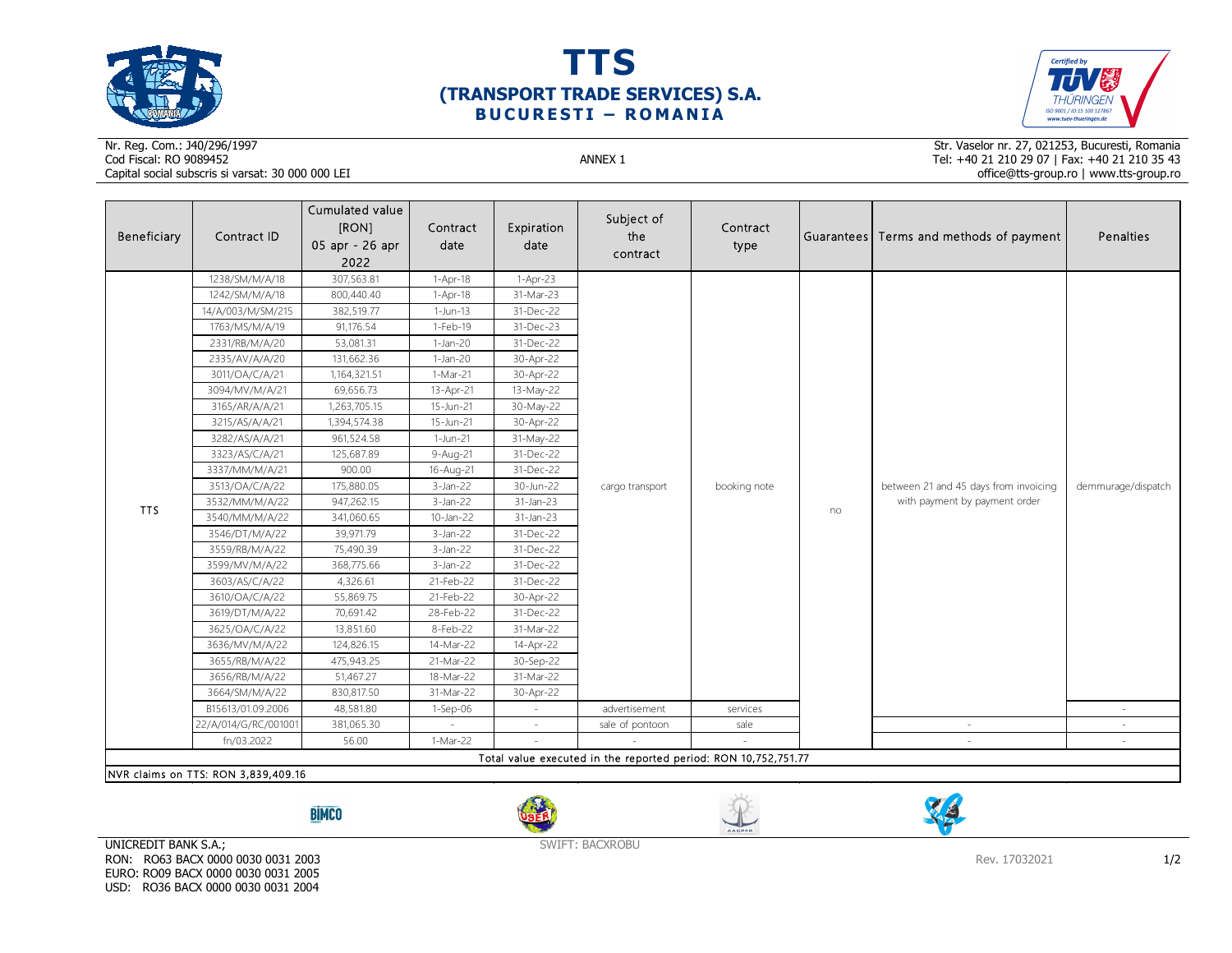# TTS
## (TRANSPORT TRADE SERVICES) S.A.
### BUCURESTI – ROMANIA

Nr. Reg. Com.: J40/296/1997
Cod Fiscal: RO 9089452
Capital social subscris si varsat: 30 000 000 LEI

ANNEX 1

Str. Vaselor nr. 27, 021253, Bucuresti, Romania
Tel: +40 21 210 29 07 | Fax: +40 21 210 35 43
office@tts-group.ro | www.tts-group.ro

| Beneficiary | Contract ID | Cumulated value [RON] 05 apr - 26 apr 2022 | Contract date | Expiration date | Subject of the contract | Contract type | Guarantees | Terms and methods of payment | Penalties |
|---|---|---|---|---|---|---|---|---|---|
| TTS | 1238/SM/M/A/18 | 307,563.81 | 1-Apr-18 | 1-Apr-23 | cargo transport | booking note | no | between 21 and 45 days from invoicing with payment by payment order | demmurage/dispatch |
| | 1242/SM/M/A/18 | 800,440.40 | 1-Apr-18 | 31-Mar-23 | | | | | |
| | 14/A/003/M/SM/215 | 382,519.77 | 1-Jun-13 | 31-Dec-22 | | | | | |
| | 1763/MS/M/A/19 | 91,176.54 | 1-Feb-19 | 31-Dec-23 | | | | | |
| | 2331/RB/M/A/20 | 53,081.31 | 1-Jan-20 | 31-Dec-22 | | | | | |
| | 2335/AV/A/A/20 | 131,662.36 | 1-Jan-20 | 30-Apr-22 | | | | | |
| | 3011/OA/C/A/21 | 1,164,321.51 | 1-Mar-21 | 30-Apr-22 | | | | | |
| | 3094/MV/M/A/21 | 69,656.73 | 13-Apr-21 | 13-May-22 | | | | | |
| | 3165/AR/A/A/21 | 1,263,705.15 | 15-Jun-21 | 30-May-22 | | | | | |
| | 3215/AS/A/A/21 | 1,394,574.38 | 15-Jun-21 | 30-Apr-22 | | | | | |
| | 3282/AS/A/A/21 | 961,524.58 | 1-Jun-21 | 31-May-22 | | | | | |
| | 3323/AS/C/A/21 | 125,687.89 | 9-Aug-21 | 31-Dec-22 | | | | | |
| | 3337/MM/M/A/21 | 900.00 | 16-Aug-21 | 31-Dec-22 | | | | | |
| | 3513/OA/C/A/22 | 175,880.05 | 3-Jan-22 | 30-Jun-22 | | | | | |
| | 3532/MM/M/A/22 | 947,262.15 | 3-Jan-22 | 31-Jan-23 | | | | | |
| | 3540/MM/M/A/22 | 341,060.65 | 10-Jan-22 | 31-Jan-23 | | | | | |
| | 3546/DT/M/A/22 | 39,971.79 | 3-Jan-22 | 31-Dec-22 | | | | | |
| | 3559/RB/M/A/22 | 75,490.39 | 3-Jan-22 | 31-Dec-22 | | | | | |
| | 3599/MV/M/A/22 | 368,775.66 | 3-Jan-22 | 31-Dec-22 | | | | | |
| | 3603/AS/C/A/22 | 4,326.61 | 21-Feb-22 | 31-Dec-22 | | | | | |
| | 3610/OA/C/A/22 | 55,869.75 | 21-Feb-22 | 30-Apr-22 | | | | | |
| | 3619/DT/M/A/22 | 70,691.42 | 28-Feb-22 | 31-Dec-22 | | | | | |
| | 3625/OA/C/A/22 | 13,851.60 | 8-Feb-22 | 31-Mar-22 | | | | | |
| | 3636/MV/M/A/22 | 124,826.15 | 14-Mar-22 | 14-Apr-22 | | | | | |
| | 3655/RB/M/A/22 | 475,943.25 | 21-Mar-22 | 30-Sep-22 | | | | | |
| | 3656/RB/M/A/22 | 51,467.27 | 18-Mar-22 | 31-Mar-22 | | | | | |
| | 3664/SM/M/A/22 | 830,817.50 | 31-Mar-22 | 30-Apr-22 | | | | | |
| | B15613/01.09.2006 | 48,581.80 | 1-Sep-06 | - | advertisement | services | | | - |
| | 22/A/014/G/RC/001001 | 381,065.30 | - | - | sale of pontoon | sale | | - | - |
| | fn/03.2022 | 56.00 | 1-Mar-22 | - | - | - | | - | - |
| Total value executed in the reported period: RON 10,752,751.77 | | | | | | | | | |

NVR claims on TTS: RON 3,839,409.16

UNICREDIT BANK S.A.;
RON: RO63 BACX 0000 0030 0031 2003
EURO: RO09 BACX 0000 0030 0031 2005
USD: RO36 BACX 0000 0030 0031 2004

SWIFT: BACXROBU

Rev. 17032021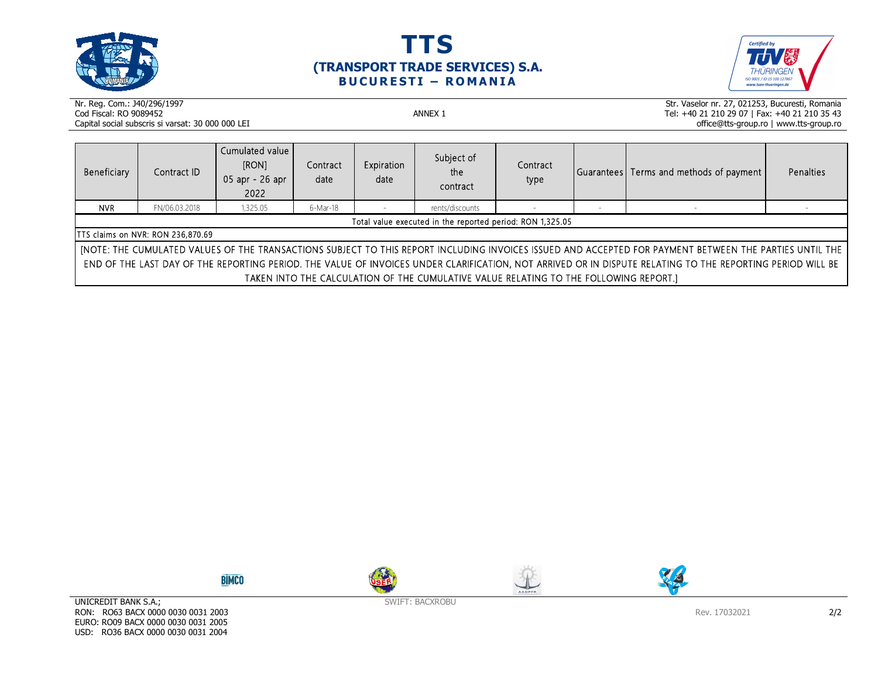# TTS
## (TRANSPORT TRADE SERVICES) S.A.
### BUCURESTI – ROMANIA

Nr. Reg. Com.: J40/296/1997
Cod Fiscal: RO 9089452
Capital social subscris si varsat: 30 000 000 LEI

ANNEX 1

Str. Vaselor nr. 27, 021253, Bucuresti, Romania
Tel: +40 21 210 29 07 | Fax: +40 21 210 35 43
office@tts-group.ro | www.tts-group.ro

| Beneficiary | Contract ID | Cumulated value [RON] 05 apr - 26 apr 2022 | Contract date | Expiration date | Subject of the contract | Contract type | Guarantees | Terms and methods of payment | Penalties |
|---|---|---|---|---|---|---|---|---|---|
| NVR | FN/06.03.2018 | 1,325.05 | 6-Mar-18 | - | rents/discounts | - | - | - | - |
| Total value executed in the reported period: RON 1,325.05 | | | | | | | | | |
| TTS claims on NVR: RON 236,870.69 | | | | | | | | | |

[NOTE: THE CUMULATED VALUES OF THE TRANSACTIONS SUBJECT TO THIS REPORT INCLUDING INVOICES ISSUED AND ACCEPTED FOR PAYMENT BETWEEN THE PARTIES UNTIL THE END OF THE LAST DAY OF THE REPORTING PERIOD. THE VALUE OF INVOICES UNDER CLARIFICATION, NOT ARRIVED OR IN DISPUTE RELATING TO THE REPORTING PERIOD WILL BE TAKEN INTO THE CALCULATION OF THE CUMULATIVE VALUE RELATING TO THE FOLLOWING REPORT.]

UNICREDIT BANK S.A.;
RON: RO63 BACX 0000 0030 0031 2003
EURO: RO09 BACX 0000 0030 0031 2005
USD: RO36 BACX 0000 0030 0031 2004

SWIFT: BACXROBU

Rev. 17032021